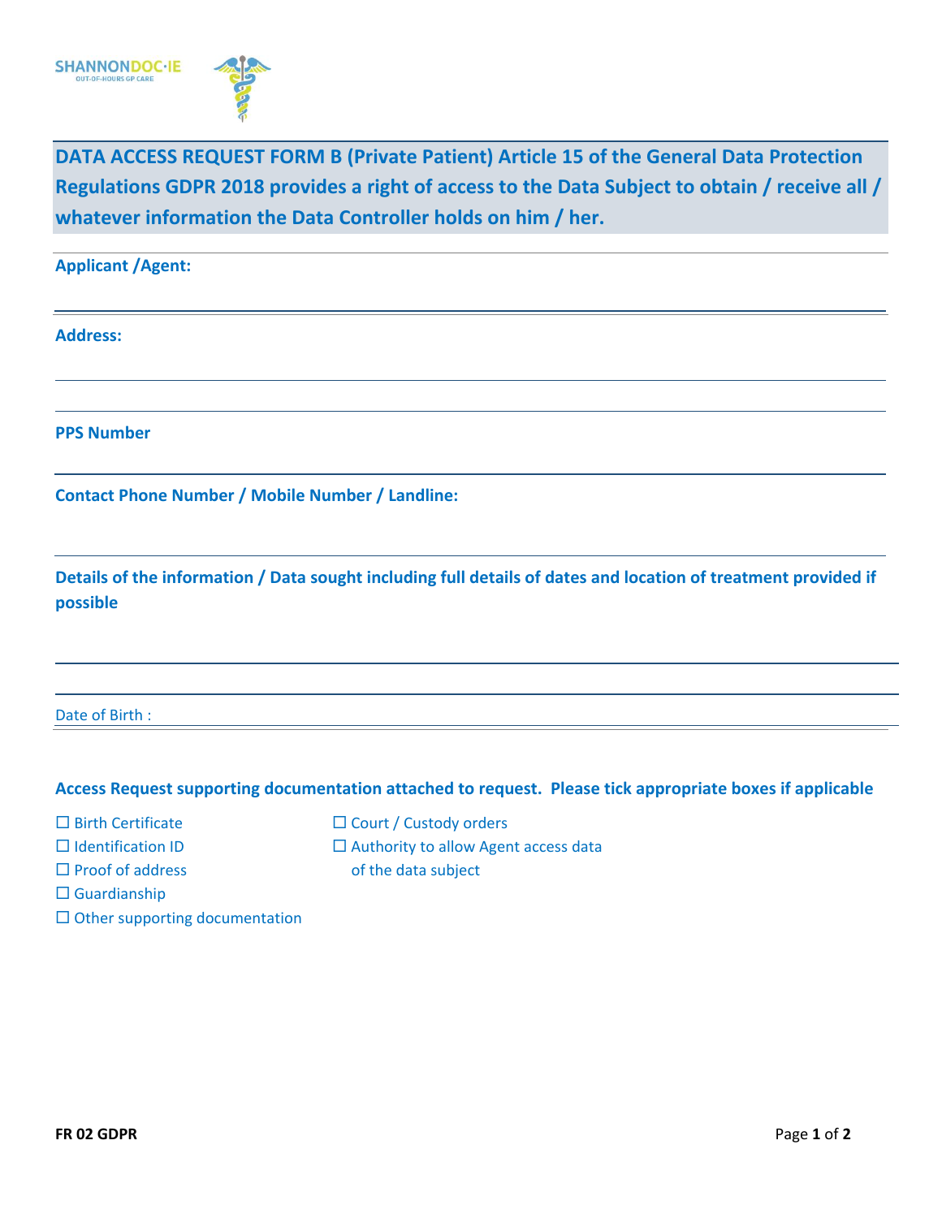SHANNONDOC·IE
OUT-OF-HOURS GP CARE

## DATA ACCESS REQUEST FORM B (Private Patient) Article 15 of the General Data Protection Regulations GDPR 2018 provides a right of access to the Data Subject to obtain / receive all / whatever information the Data Controller holds on him / her.

**Applicant /Agent:**

**Address:**

**PPS Number**

**Contact Phone Number / Mobile Number / Landline:**

**Details of the information / Data sought including full details of dates and location of treatment provided if possible**

Date of Birth :

**Access Request supporting documentation attached to request. Please tick appropriate boxes if applicable**

☐ Birth Certificate
☐ Identification ID
☐ Proof of address
☐ Guardianship
☐ Other supporting documentation
☐ Court / Custody orders
☐ Authority to allow Agent access data of the data subject

**FR 02 GDPR**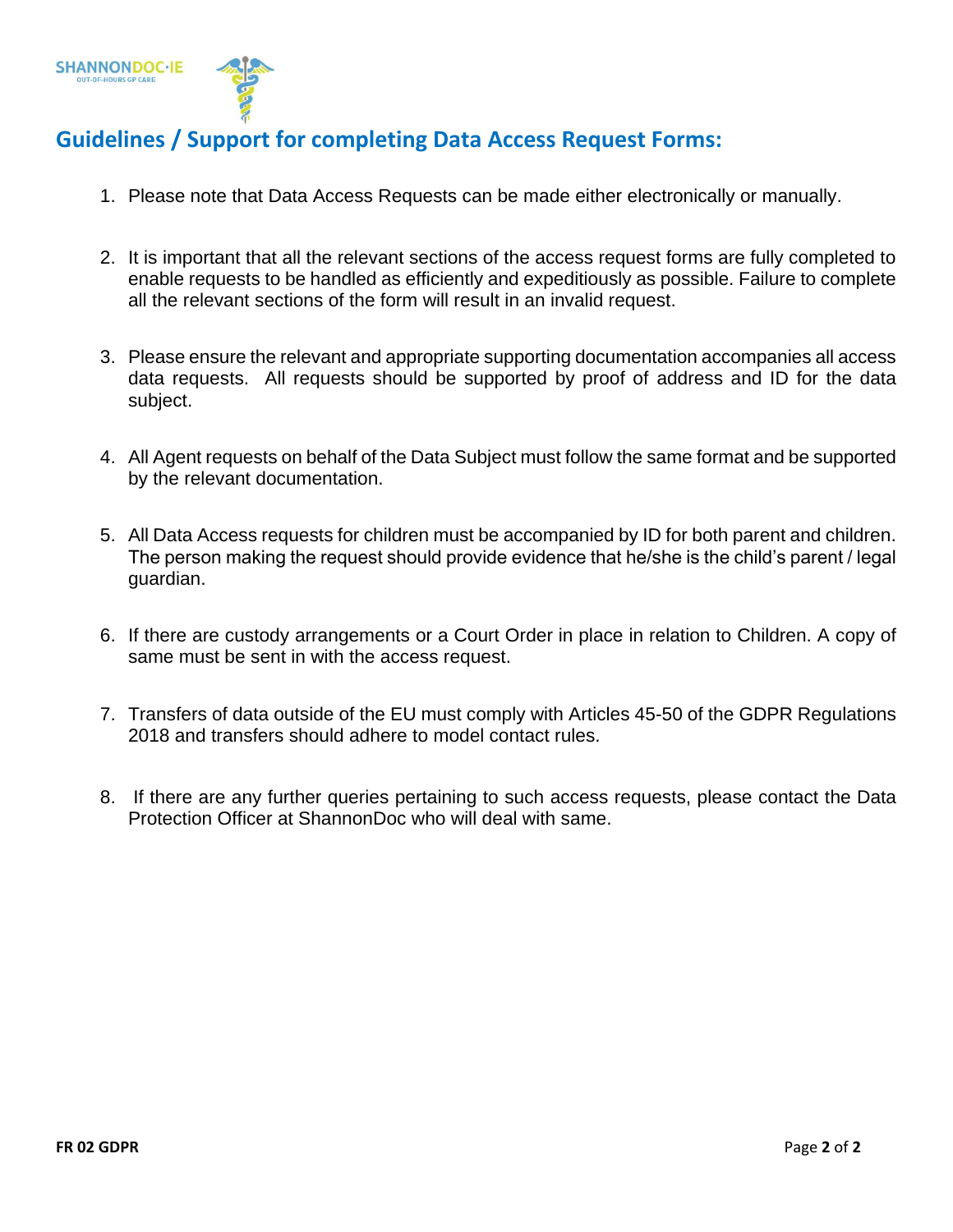SHANNONDOC·IE
OUT-OF-HOURS GP CARE

## Guidelines / Support for completing Data Access Request Forms:

1. Please note that Data Access Requests can be made either electronically or manually.

2. It is important that all the relevant sections of the access request forms are fully completed to enable requests to be handled as efficiently and expeditiously as possible. Failure to complete all the relevant sections of the form will result in an invalid request.

3. Please ensure the relevant and appropriate supporting documentation accompanies all access data requests. All requests should be supported by proof of address and ID for the data subject.

4. All Agent requests on behalf of the Data Subject must follow the same format and be supported by the relevant documentation.

5. All Data Access requests for children must be accompanied by ID for both parent and children. The person making the request should provide evidence that he/she is the child's parent / legal guardian.

6. If there are custody arrangements or a Court Order in place in relation to Children. A copy of same must be sent in with the access request.

7. Transfers of data outside of the EU must comply with Articles 45-50 of the GDPR Regulations 2018 and transfers should adhere to model contact rules.

8. If there are any further queries pertaining to such access requests, please contact the Data Protection Officer at ShannonDoc who will deal with same.

**FR 02 GDPR**